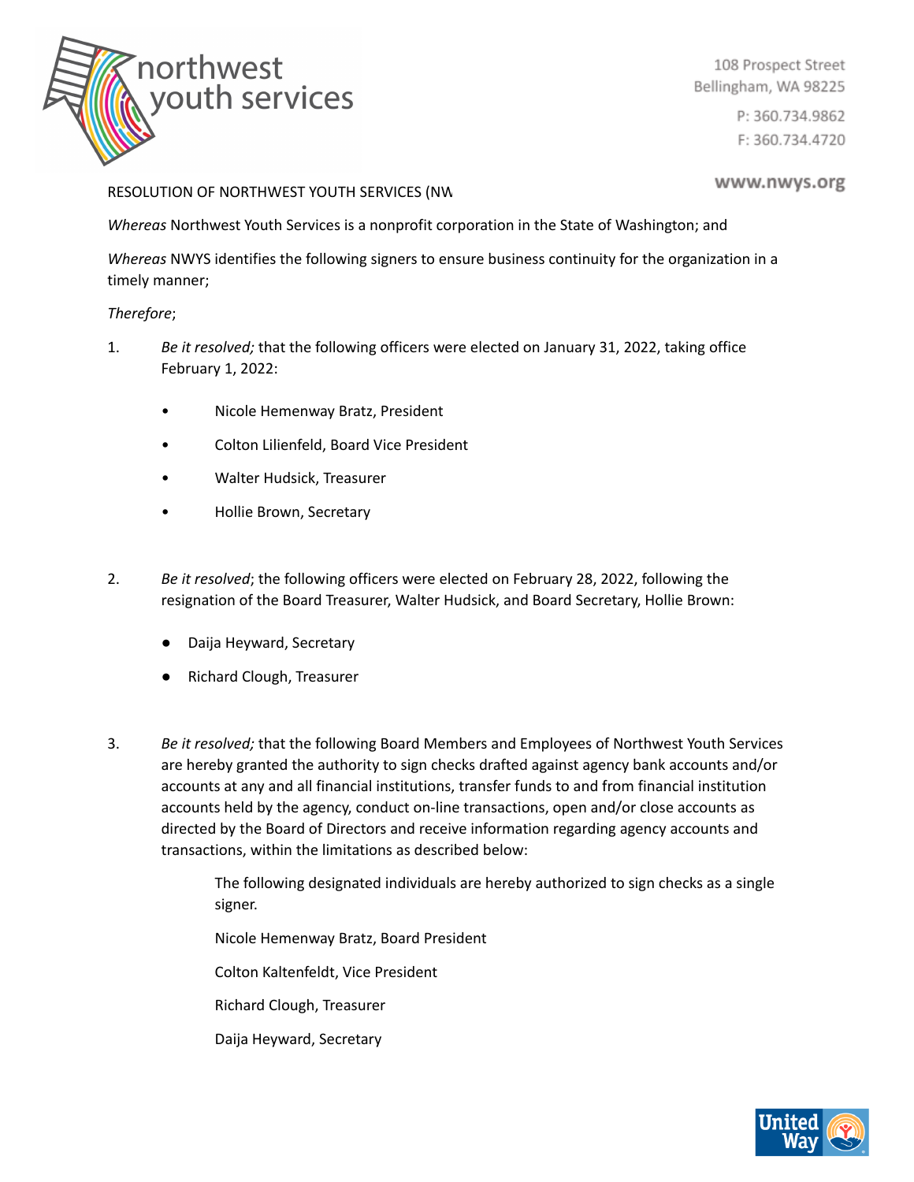108 Prospect Street
Bellingham, WA 98225

P: 360.734.9862

F: 360.734.4720

www.nwys.org

RESOLUTION OF NORTHWEST YOUTH SERVICES (NW

*Whereas* Northwest Youth Services is a nonprofit corporation in the State of Washington; and

*Whereas* NWYS identifies the following signers to ensure business continuity for the organization in a timely manner;

*Therefore*;

1. *Be it resolved;* that the following officers were elected on January 31, 2022, taking office February 1, 2022:

   - Nicole Hemenway Bratz, President
   - Colton Lilienfeld, Board Vice President
   - Walter Hudsick, Treasurer
   - Hollie Brown, Secretary

2. *Be it resolved*; the following officers were elected on February 28, 2022, following the resignation of the Board Treasurer, Walter Hudsick, and Board Secretary, Hollie Brown:

   - Daija Heyward, Secretary
   - Richard Clough, Treasurer

3. *Be it resolved;* that the following Board Members and Employees of Northwest Youth Services are hereby granted the authority to sign checks drafted against agency bank accounts and/or accounts at any and all financial institutions, transfer funds to and from financial institution accounts held by the agency, conduct on-line transactions, open and/or close accounts as directed by the Board of Directors and receive information regarding agency accounts and transactions, within the limitations as described below:

   The following designated individuals are hereby authorized to sign checks as a single signer.

   Nicole Hemenway Bratz, Board President

   Colton Kaltenfeldt, Vice President

   Richard Clough, Treasurer

   Daija Heyward, Secretary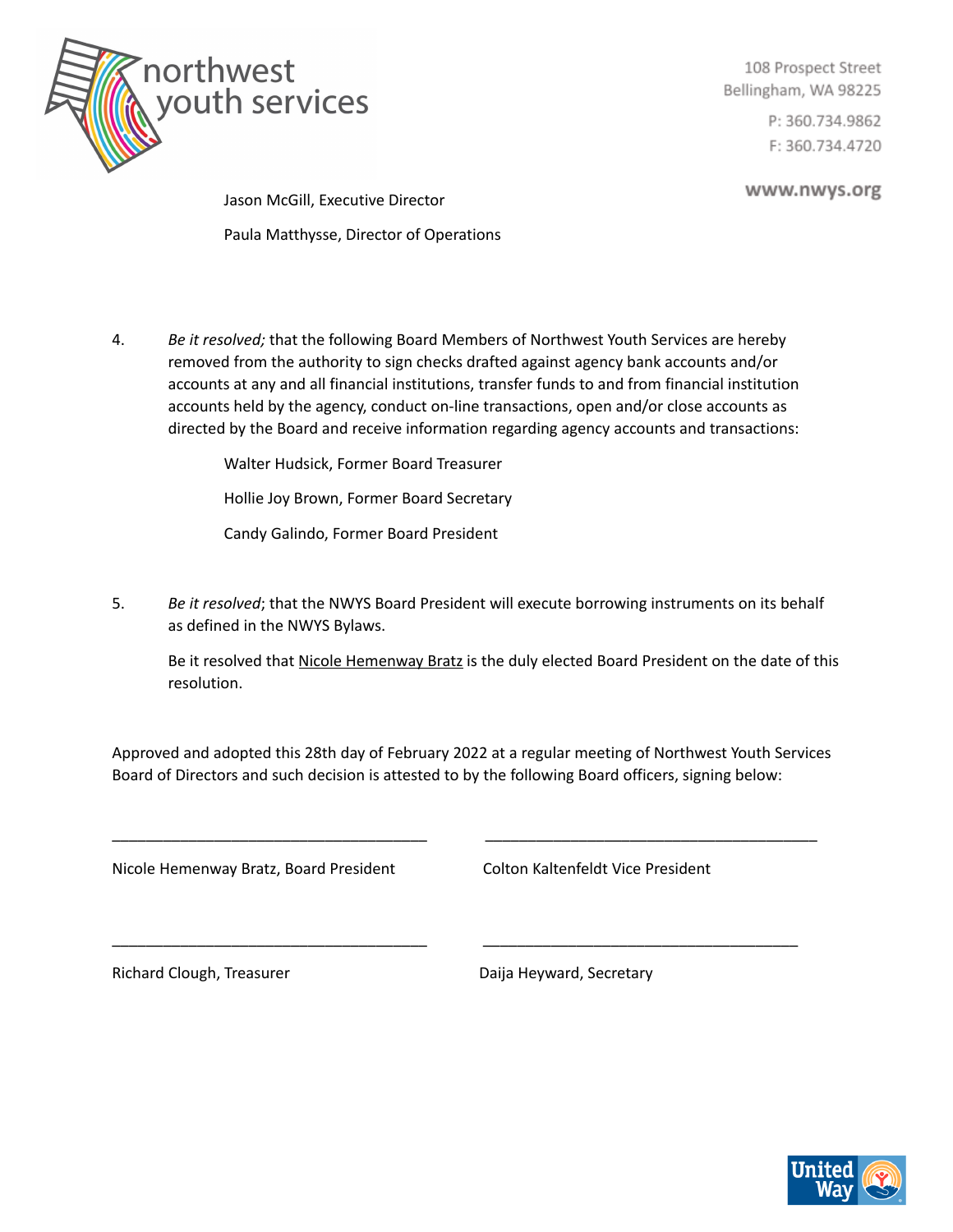Jason McGill, Executive Director

Paula Matthysse, Director of Operations

4. *Be it resolved;* that the following Board Members of Northwest Youth Services are hereby removed from the authority to sign checks drafted against agency bank accounts and/or accounts at any and all financial institutions, transfer funds to and from financial institution accounts held by the agency, conduct on-line transactions, open and/or close accounts as directed by the Board and receive information regarding agency accounts and transactions:

   Walter Hudsick, Former Board Treasurer

   Hollie Joy Brown, Former Board Secretary

   Candy Galindo, Former Board President

5. *Be it resolved*; that the NWYS Board President will execute borrowing instruments on its behalf as defined in the NWYS Bylaws.

   Be it resolved that Nicole Hemenway Bratz is the duly elected Board President on the date of this resolution.

Approved and adopted this 28th day of February 2022 at a regular meeting of Northwest Youth Services Board of Directors and such decision is attested to by the following Board officers, signing below:

| | |
|---|---|
| ______________________________ | ______________________________ |
| Nicole Hemenway Bratz, Board President | Colton Kaltenfeldt Vice President |
| ______________________________ | ______________________________ |
| Richard Clough, Treasurer | Daija Heyward, Secretary |